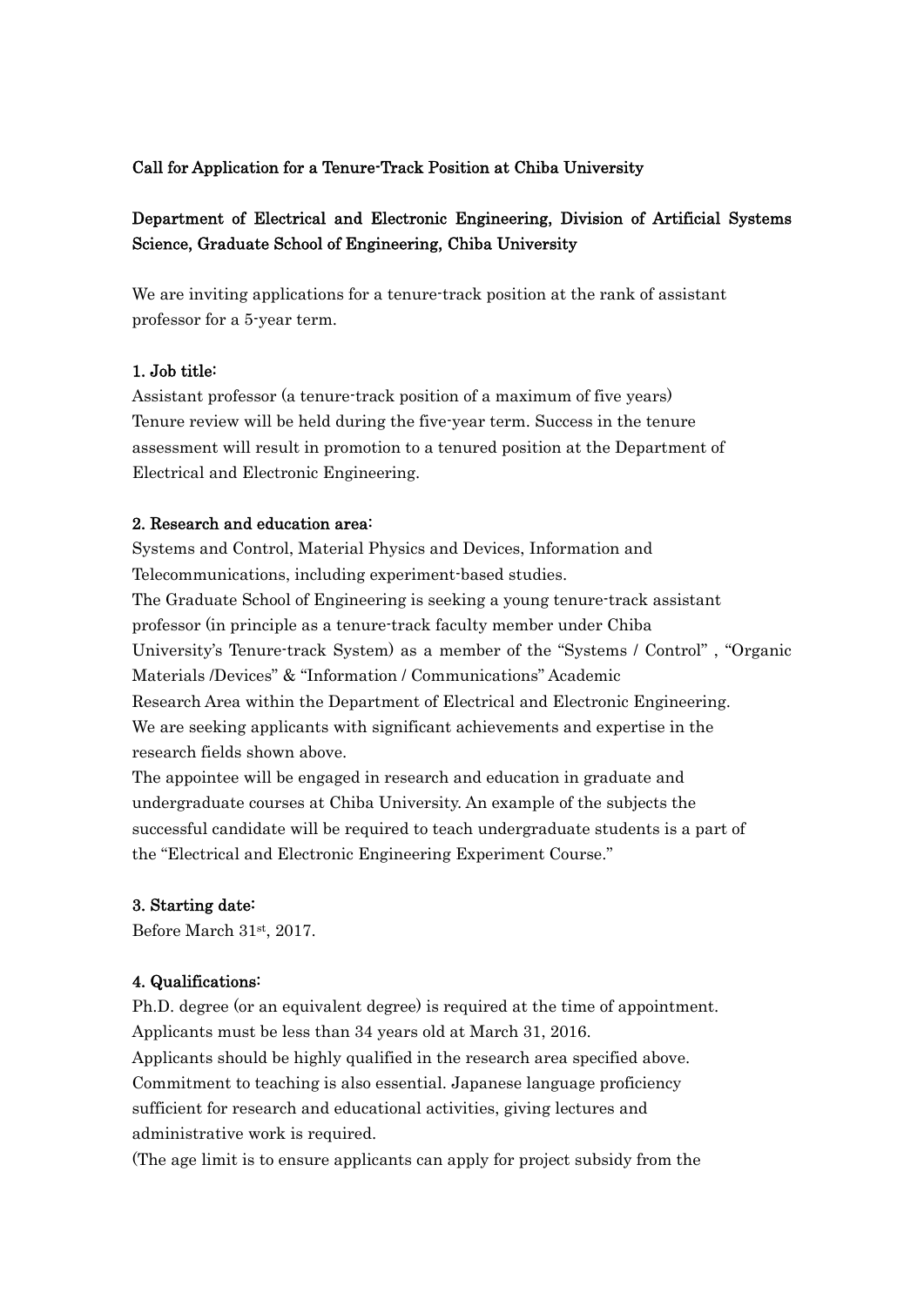# Call for Application for a Tenure-Track Position at Chiba University

## Department of Electrical and Electronic Engineering, Division of Artificial Systems Science, Graduate School of Engineering, Chiba University

We are inviting applications for a tenure-track position at the rank of assistant professor for a 5-year term.

### 1. Job title:

Assistant professor (a tenure-track position of a maximum of five years)
Tenure review will be held during the five-year term. Success in the tenure assessment will result in promotion to a tenured position at the Department of Electrical and Electronic Engineering.

### 2. Research and education area:

Systems and Control, Material Physics and Devices, Information and Telecommunications, including experiment-based studies.
The Graduate School of Engineering is seeking a young tenure-track assistant professor (in principle as a tenure-track faculty member under Chiba University's Tenure-track System) as a member of the "Systems / Control" , "Organic Materials /Devices" & "Information / Communications" Academic Research Area within the Department of Electrical and Electronic Engineering.
We are seeking applicants with significant achievements and expertise in the research fields shown above.
The appointee will be engaged in research and education in graduate and undergraduate courses at Chiba University. An example of the subjects the successful candidate will be required to teach undergraduate students is a part of the "Electrical and Electronic Engineering Experiment Course."

### 3. Starting date:

Before March 31st, 2017.

### 4. Qualifications:

Ph.D. degree (or an equivalent degree) is required at the time of appointment.
Applicants must be less than 34 years old at March 31, 2016.
Applicants should be highly qualified in the research area specified above.
Commitment to teaching is also essential. Japanese language proficiency sufficient for research and educational activities, giving lectures and administrative work is required.
(The age limit is to ensure applicants can apply for project subsidy from the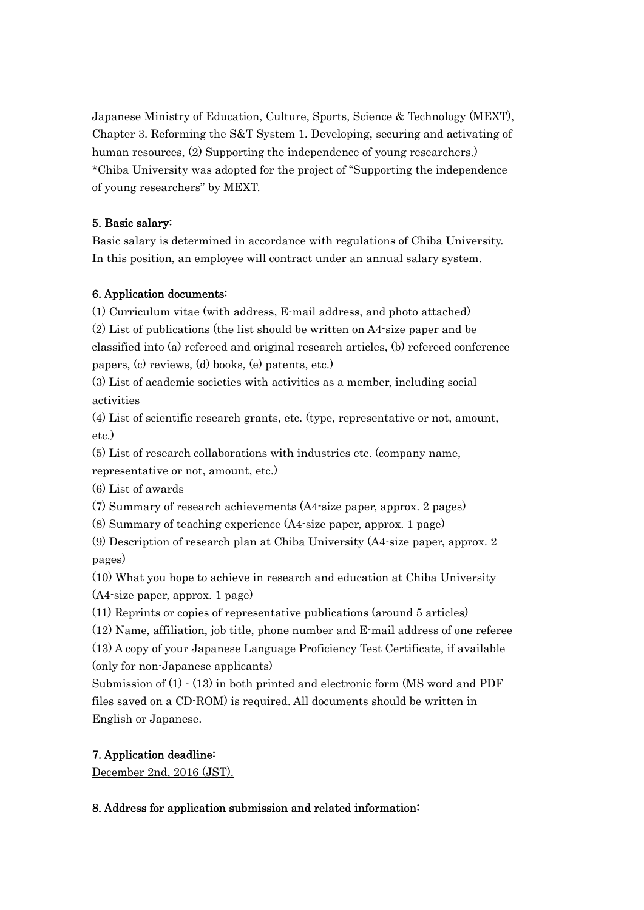Japanese Ministry of Education, Culture, Sports, Science & Technology (MEXT), Chapter 3. Reforming the S&T System 1. Developing, securing and activating of human resources, (2) Supporting the independence of young researchers.)
*Chiba University was adopted for the project of "Supporting the independence of young researchers" by MEXT.

**5. Basic salary:**
Basic salary is determined in accordance with regulations of Chiba University. In this position, an employee will contract under an annual salary system.

**6. Application documents:**
(1) Curriculum vitae (with address, E-mail address, and photo attached)
(2) List of publications (the list should be written on A4-size paper and be classified into (a) refereed and original research articles, (b) refereed conference papers, (c) reviews, (d) books, (e) patents, etc.)
(3) List of academic societies with activities as a member, including social activities
(4) List of scientific research grants, etc. (type, representative or not, amount, etc.)
(5) List of research collaborations with industries etc. (company name, representative or not, amount, etc.)
(6) List of awards
(7) Summary of research achievements (A4-size paper, approx. 2 pages)
(8) Summary of teaching experience (A4-size paper, approx. 1 page)
(9) Description of research plan at Chiba University (A4-size paper, approx. 2 pages)
(10) What you hope to achieve in research and education at Chiba University (A4-size paper, approx. 1 page)
(11) Reprints or copies of representative publications (around 5 articles)
(12) Name, affiliation, job title, phone number and E-mail address of one referee
(13) A copy of your Japanese Language Proficiency Test Certificate, if available (only for non-Japanese applicants)
Submission of (1) - (13) in both printed and electronic form (MS word and PDF files saved on a CD-ROM) is required. All documents should be written in English or Japanese.

**7. Application deadline:**
December 2nd, 2016 (JST).

**8. Address for application submission and related information:**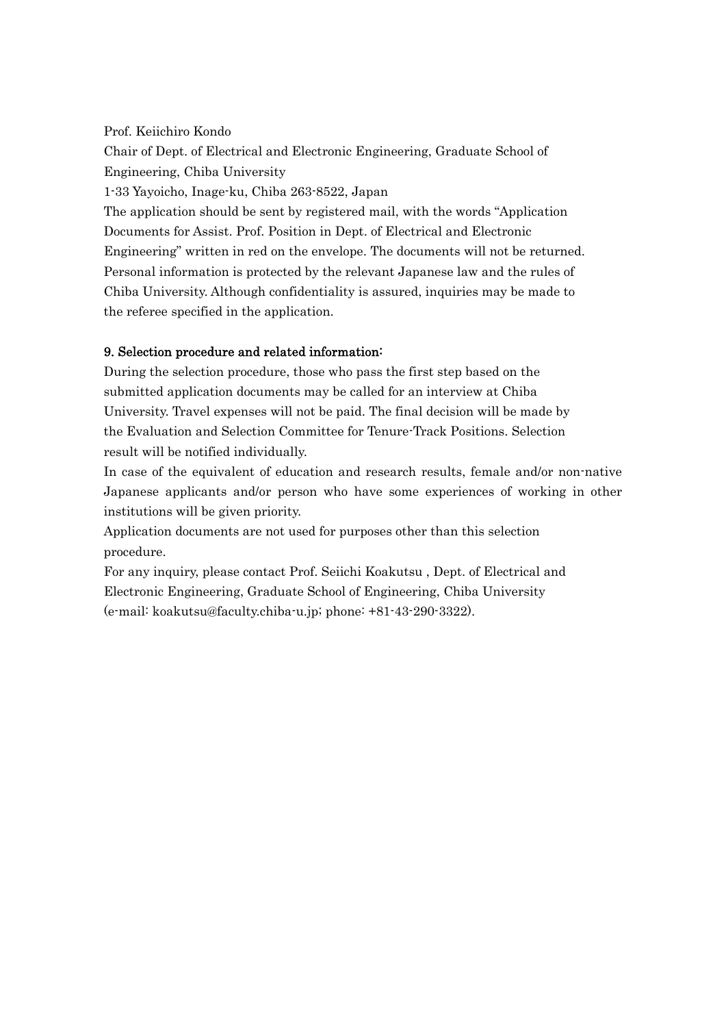Prof. Keiichiro Kondo
Chair of Dept. of Electrical and Electronic Engineering, Graduate School of Engineering, Chiba University
1-33 Yayoicho, Inage-ku, Chiba 263-8522, Japan
The application should be sent by registered mail, with the words "Application Documents for Assist. Prof. Position in Dept. of Electrical and Electronic Engineering" written in red on the envelope. The documents will not be returned. Personal information is protected by the relevant Japanese law and the rules of Chiba University. Although confidentiality is assured, inquiries may be made to the referee specified in the application.

**9. Selection procedure and related information:**

During the selection procedure, those who pass the first step based on the submitted application documents may be called for an interview at Chiba University. Travel expenses will not be paid. The final decision will be made by the Evaluation and Selection Committee for Tenure-Track Positions. Selection result will be notified individually.

In case of the equivalent of education and research results, female and/or non-native Japanese applicants and/or person who have some experiences of working in other institutions will be given priority.

Application documents are not used for purposes other than this selection procedure.

For any inquiry, please contact Prof. Seiichi Koakutsu , Dept. of Electrical and Electronic Engineering, Graduate School of Engineering, Chiba University (e-mail: koakutsu@faculty.chiba-u.jp; phone: +81-43-290-3322).